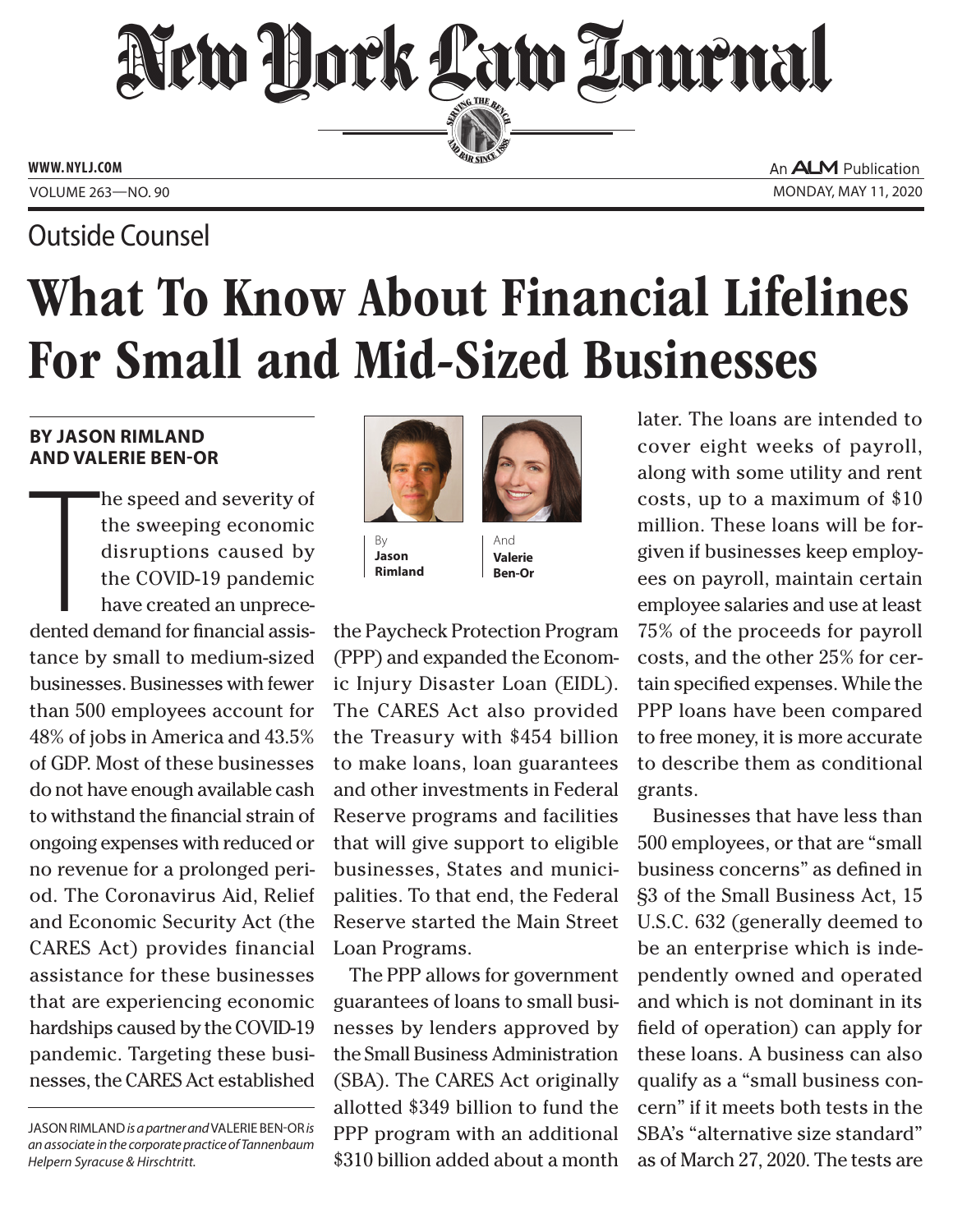Outside Counsel

# What To Know About Financial Lifelines For Small and Mid-Sized Businesses

**BY JASON RIMLAND AND VALERIE BEN-OR**

By **Jason Rimland** And **Valerie Ben-Or**

The speed and severity of the sweeping economic disruptions caused by the COVID-19 pandemic have created an unprecedented demand for financial assistance by small to medium-sized businesses. Businesses with fewer than 500 employees account for 48% of jobs in America and 43.5% of GDP. Most of these businesses do not have enough available cash to withstand the financial strain of ongoing expenses with reduced or no revenue for a prolonged period. The Coronavirus Aid, Relief and Economic Security Act (the CARES Act) provides financial assistance for these businesses that are experiencing economic hardships caused by the COVID-19 pandemic. Targeting these businesses, the CARES Act established the Paycheck Protection Program (PPP) and expanded the Economic Injury Disaster Loan (EIDL). The CARES Act also provided the Treasury with $454 billion to make loans, loan guarantees and other investments in Federal Reserve programs and facilities that will give support to eligible businesses, States and municipalities. To that end, the Federal Reserve started the Main Street Loan Programs.

The PPP allows for government guarantees of loans to small businesses by lenders approved by the Small Business Administration (SBA). The CARES Act originally allotted $349 billion to fund the PPP program with an additional $310 billion added about a month later. The loans are intended to cover eight weeks of payroll, along with some utility and rent costs, up to a maximum of $10 million. These loans will be forgiven if businesses keep employees on payroll, maintain certain employee salaries and use at least 75% of the proceeds for payroll costs, and the other 25% for certain specified expenses. While the PPP loans have been compared to free money, it is more accurate to describe them as conditional grants.

Businesses that have less than 500 employees, or that are "small business concerns" as defined in §3 of the Small Business Act, 15 U.S.C. 632 (generally deemed to be an enterprise which is independently owned and operated and which is not dominant in its field of operation) can apply for these loans. A business can also qualify as a "small business concern" if it meets both tests in the SBA's "alternative size standard" as of March 27, 2020. The tests are

---

JASON RIMLAND *is a partner and* VALERIE BEN-OR *is an associate in the corporate practice of Tannenbaum Helpern Syracuse & Hirschtritt.*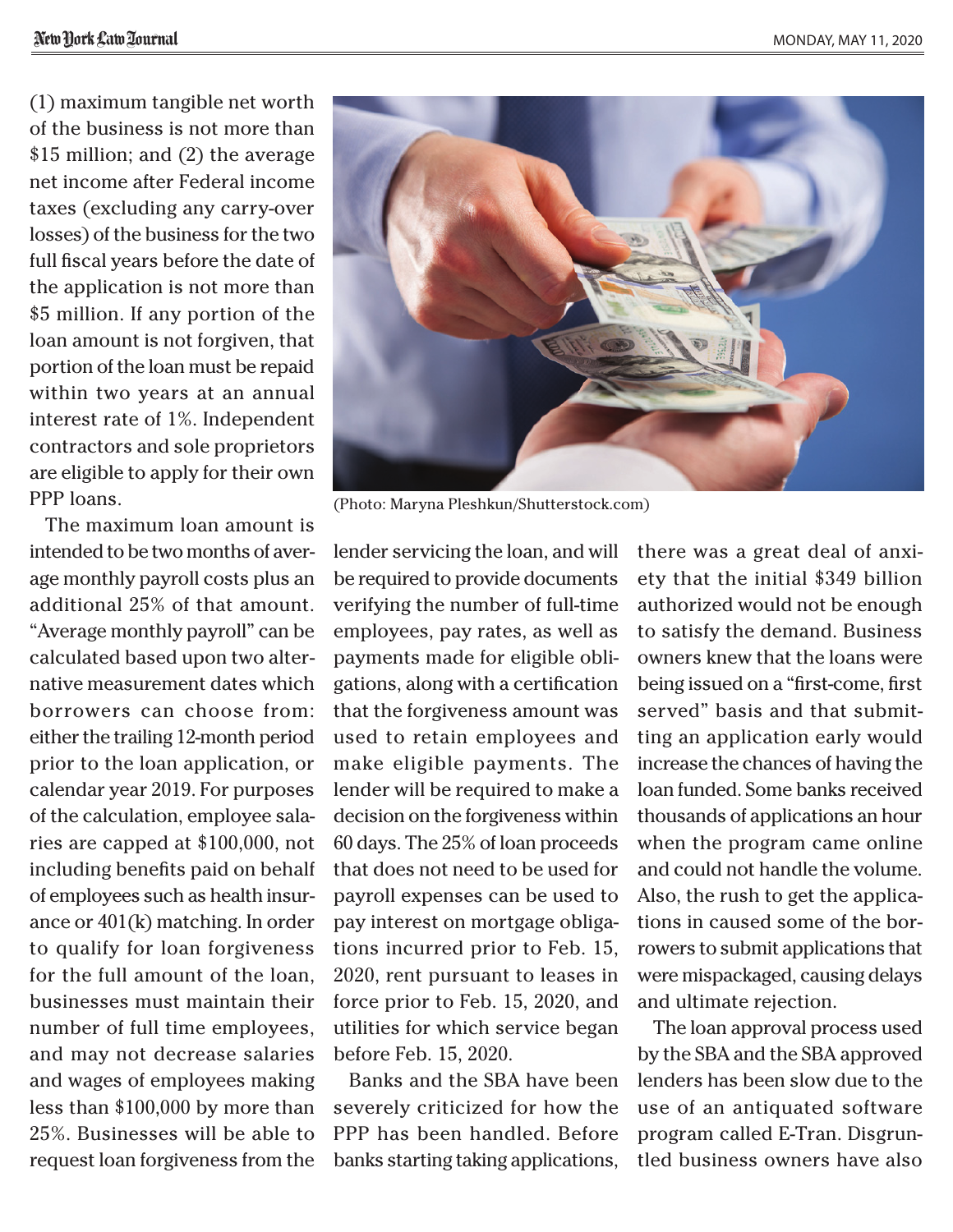(1) maximum tangible net worth of the business is not more than $15 million; and (2) the average net income after Federal income taxes (excluding any carry-over losses) of the business for the two full fiscal years before the date of the application is not more than $5 million. If any portion of the loan amount is not forgiven, that portion of the loan must be repaid within two years at an annual interest rate of 1%. Independent contractors and sole proprietors are eligible to apply for their own PPP loans.

The maximum loan amount is intended to be two months of average monthly payroll costs plus an additional 25% of that amount. "Average monthly payroll" can be calculated based upon two alternative measurement dates which borrowers can choose from: either the trailing 12-month period prior to the loan application, or calendar year 2019. For purposes of the calculation, employee salaries are capped at $100,000, not including benefits paid on behalf of employees such as health insurance or 401(k) matching. In order to qualify for loan forgiveness for the full amount of the loan, businesses must maintain their number of full time employees, and may not decrease salaries and wages of employees making less than $100,000 by more than 25%. Businesses will be able to request loan forgiveness from the lender servicing the loan, and will be required to provide documents verifying the number of full-time employees, pay rates, as well as payments made for eligible obligations, along with a certification that the forgiveness amount was used to retain employees and make eligible payments. The lender will be required to make a decision on the forgiveness within 60 days. The 25% of loan proceeds that does not need to be used for payroll expenses can be used to pay interest on mortgage obligations incurred prior to Feb. 15, 2020, rent pursuant to leases in force prior to Feb. 15, 2020, and utilities for which service began before Feb. 15, 2020.

(Photo: Maryna Pleshkun/Shutterstock.com)

Banks and the SBA have been severely criticized for how the PPP has been handled. Before banks starting taking applications, there was a great deal of anxiety that the initial $349 billion authorized would not be enough to satisfy the demand. Business owners knew that the loans were being issued on a "first-come, first served" basis and that submitting an application early would increase the chances of having the loan funded. Some banks received thousands of applications an hour when the program came online and could not handle the volume. Also, the rush to get the applications in caused some of the borrowers to submit applications that were mispackaged, causing delays and ultimate rejection.

The loan approval process used by the SBA and the SBA approved lenders has been slow due to the use of an antiquated software program called E-Tran. Disgruntled business owners have also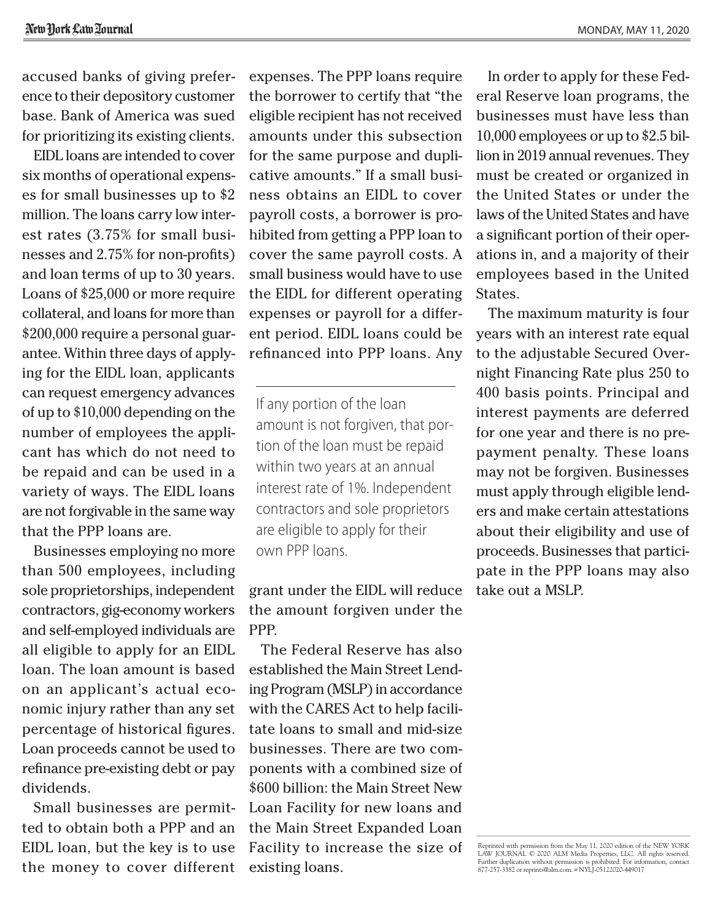accused banks of giving preference to their depository customer base. Bank of America was sued for prioritizing its existing clients.

EIDL loans are intended to cover six months of operational expenses for small businesses up to $2 million. The loans carry low interest rates (3.75% for small businesses and 2.75% for non-profits) and loan terms of up to 30 years. Loans of $25,000 or more require collateral, and loans for more than $200,000 require a personal guarantee. Within three days of applying for the EIDL loan, applicants can request emergency advances of up to $10,000 depending on the number of employees the applicant has which do not need to be repaid and can be used in a variety of ways. The EIDL loans are not forgivable in the same way that the PPP loans are.

Businesses employing no more than 500 employees, including sole proprietorships, independent contractors, gig-economy workers and self-employed individuals are all eligible to apply for an EIDL loan. The loan amount is based on an applicant's actual economic injury rather than any set percentage of historical figures. Loan proceeds cannot be used to refinance pre-existing debt or pay dividends.

Small businesses are permitted to obtain both a PPP and an EIDL loan, but the key is to use the money to cover different expenses. The PPP loans require the borrower to certify that "the eligible recipient has not received amounts under this subsection for the same purpose and duplicative amounts." If a small business obtains an EIDL to cover payroll costs, a borrower is prohibited from getting a PPP loan to cover the same payroll costs. A small business would have to use the EIDL for different operating expenses or payroll for a different period. EIDL loans could be refinanced into PPP loans. Any grant under the EIDL will reduce the amount forgiven under the PPP.

> If any portion of the loan amount is not forgiven, that portion of the loan must be repaid within two years at an annual interest rate of 1%. Independent contractors and sole proprietors are eligible to apply for their own PPP loans.

The Federal Reserve has also established the Main Street Lending Program (MSLP) in accordance with the CARES Act to help facilitate loans to small and mid-size businesses. There are two components with a combined size of $600 billion: the Main Street New Loan Facility for new loans and the Main Street Expanded Loan Facility to increase the size of existing loans.

In order to apply for these Federal Reserve loan programs, the businesses must have less than 10,000 employees or up to $2.5 billion in 2019 annual revenues. They must be created or organized in the United States or under the laws of the United States and have a significant portion of their operations in, and a majority of their employees based in the United States.

The maximum maturity is four years with an interest rate equal to the adjustable Secured Overnight Financing Rate plus 250 to 400 basis points. Principal and interest payments are deferred for one year and there is no prepayment penalty. These loans may not be forgiven. Businesses must apply through eligible lenders and make certain attestations about their eligibility and use of proceeds. Businesses that participate in the PPP loans may also take out a MSLP.

Reprinted with permission from the May 11, 2020 edition of the NEW YORK LAW JOURNAL © 2020 ALM Media Properties, LLC. All rights reserved. Further duplication without permission is prohibited. For information, contact 877-257-3382 or reprints@alm.com. # NYLJ-05122020-449017